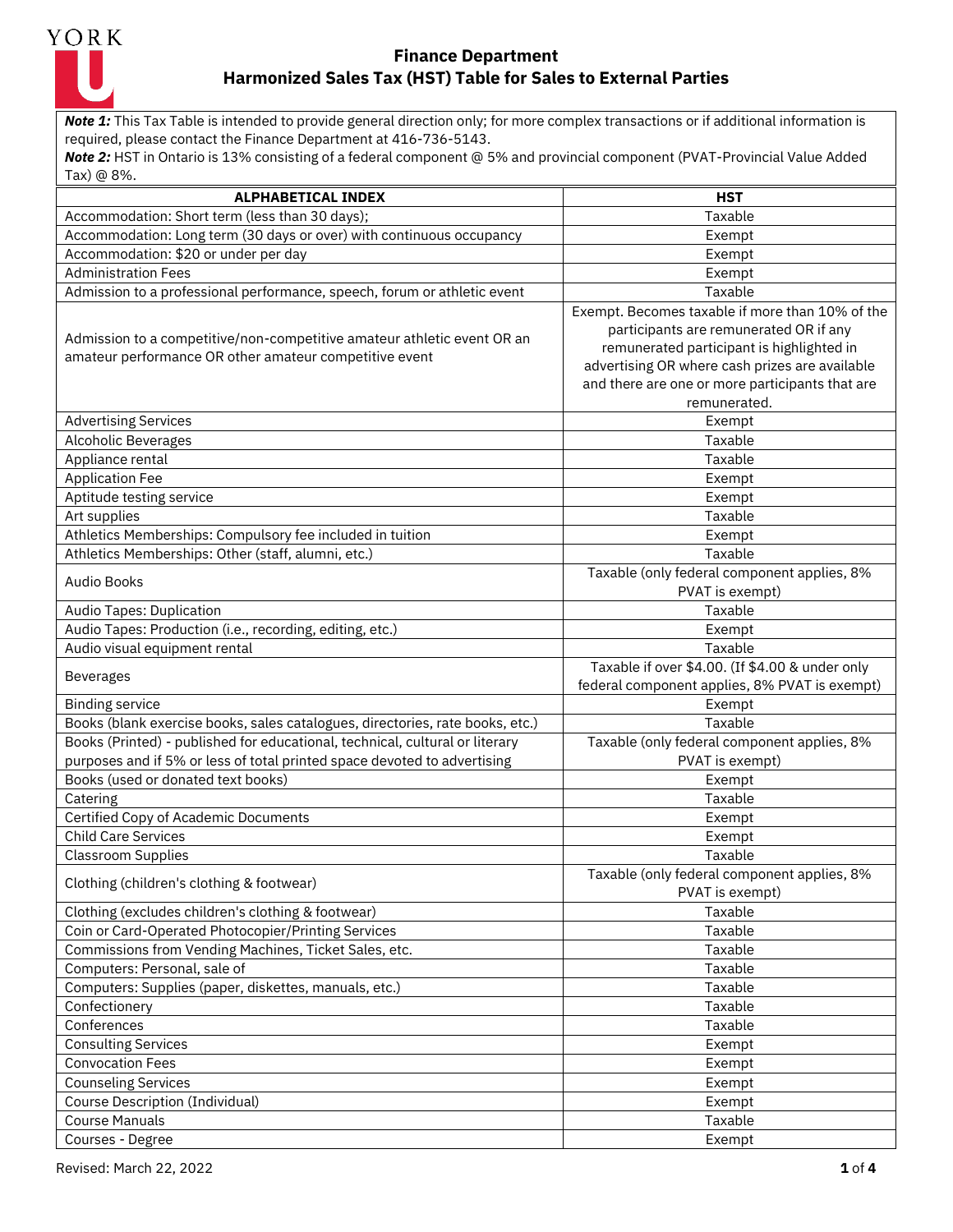# Finance Department
## Harmonized Sales Tax (HST) Table for Sales to External Parties

***Note 1:*** This Tax Table is intended to provide general direction only; for more complex transactions or if additional information is required, please contact the Finance Department at 416-736-5143.
***Note 2:*** HST in Ontario is 13% consisting of a federal component @ 5% and provincial component (PVAT-Provincial Value Added Tax) @ 8%.

| ALPHABETICAL INDEX | HST |
|---|---|
| Accommodation: Short term (less than 30 days); | Taxable |
| Accommodation: Long term (30 days or over) with continuous occupancy | Exempt |
| Accommodation: $20 or under per day | Exempt |
| Administration Fees | Exempt |
| Admission to a professional performance, speech, forum or athletic event | Taxable |
| Admission to a competitive/non-competitive amateur athletic event OR an amateur performance OR other amateur competitive event | Exempt. Becomes taxable if more than 10% of the participants are remunerated OR if any remunerated participant is highlighted in advertising OR where cash prizes are available and there are one or more participants that are remunerated. |
| Advertising Services | Exempt |
| Alcoholic Beverages | Taxable |
| Appliance rental | Taxable |
| Application Fee | Exempt |
| Aptitude testing service | Exempt |
| Art supplies | Taxable |
| Athletics Memberships: Compulsory fee included in tuition | Exempt |
| Athletics Memberships: Other (staff, alumni, etc.) | Taxable |
| Audio Books | Taxable (only federal component applies, 8% PVAT is exempt) |
| Audio Tapes: Duplication | Taxable |
| Audio Tapes: Production (i.e., recording, editing, etc.) | Exempt |
| Audio visual equipment rental | Taxable |
| Beverages | Taxable if over $4.00. (If $4.00 & under only federal component applies, 8% PVAT is exempt) |
| Binding service | Exempt |
| Books (blank exercise books, sales catalogues, directories, rate books, etc.) | Taxable |
| Books (Printed) - published for educational, technical, cultural or literary purposes and if 5% or less of total printed space devoted to advertising | Taxable (only federal component applies, 8% PVAT is exempt) |
| Books (used or donated text books) | Exempt |
| Catering | Taxable |
| Certified Copy of Academic Documents | Exempt |
| Child Care Services | Exempt |
| Classroom Supplies | Taxable |
| Clothing (children's clothing & footwear) | Taxable (only federal component applies, 8% PVAT is exempt) |
| Clothing (excludes children's clothing & footwear) | Taxable |
| Coin or Card-Operated Photocopier/Printing Services | Taxable |
| Commissions from Vending Machines, Ticket Sales, etc. | Taxable |
| Computers: Personal, sale of | Taxable |
| Computers: Supplies (paper, diskettes, manuals, etc.) | Taxable |
| Confectionery | Taxable |
| Conferences | Taxable |
| Consulting Services | Exempt |
| Convocation Fees | Exempt |
| Counseling Services | Exempt |
| Course Description (Individual) | Exempt |
| Course Manuals | Taxable |
| Courses - Degree | Exempt |

Revised: March 22, 2022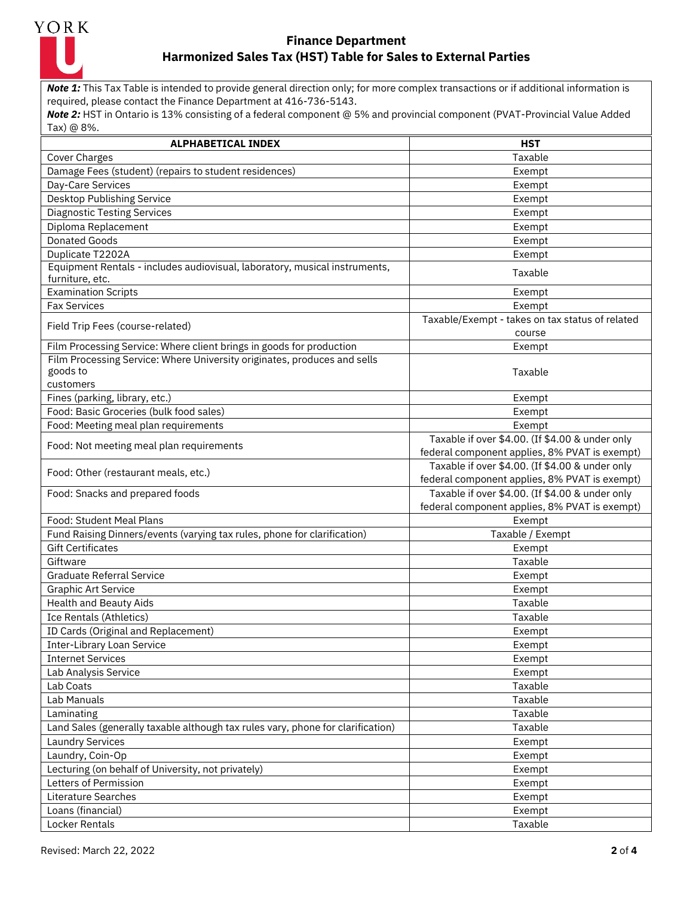# Finance Department
## Harmonized Sales Tax (HST) Table for Sales to External Parties

***Note 1:*** This Tax Table is intended to provide general direction only; for more complex transactions or if additional information is required, please contact the Finance Department at 416-736-5143.
***Note 2:*** HST in Ontario is 13% consisting of a federal component @ 5% and provincial component (PVAT-Provincial Value Added Tax) @ 8%.

| ALPHABETICAL INDEX | HST |
|---|---|
| Cover Charges | Taxable |
| Damage Fees (student) (repairs to student residences) | Exempt |
| Day-Care Services | Exempt |
| Desktop Publishing Service | Exempt |
| Diagnostic Testing Services | Exempt |
| Diploma Replacement | Exempt |
| Donated Goods | Exempt |
| Duplicate T2202A | Exempt |
| Equipment Rentals - includes audiovisual, laboratory, musical instruments, furniture, etc. | Taxable |
| Examination Scripts | Exempt |
| Fax Services | Exempt |
| Field Trip Fees (course-related) | Taxable/Exempt - takes on tax status of related course |
| Film Processing Service: Where client brings in goods for production | Exempt |
| Film Processing Service: Where University originates, produces and sells goods to customers | Taxable |
| Fines (parking, library, etc.) | Exempt |
| Food: Basic Groceries (bulk food sales) | Exempt |
| Food: Meeting meal plan requirements | Exempt |
| Food: Not meeting meal plan requirements | Taxable if over $4.00. (If $4.00 & under only federal component applies, 8% PVAT is exempt) |
| Food: Other (restaurant meals, etc.) | Taxable if over $4.00. (If $4.00 & under only federal component applies, 8% PVAT is exempt) |
| Food: Snacks and prepared foods | Taxable if over $4.00. (If $4.00 & under only federal component applies, 8% PVAT is exempt) |
| Food: Student Meal Plans | Exempt |
| Fund Raising Dinners/events (varying tax rules, phone for clarification) | Taxable / Exempt |
| Gift Certificates | Exempt |
| Giftware | Taxable |
| Graduate Referral Service | Exempt |
| Graphic Art Service | Exempt |
| Health and Beauty Aids | Taxable |
| Ice Rentals (Athletics) | Taxable |
| ID Cards (Original and Replacement) | Exempt |
| Inter-Library Loan Service | Exempt |
| Internet Services | Exempt |
| Lab Analysis Service | Exempt |
| Lab Coats | Taxable |
| Lab Manuals | Taxable |
| Laminating | Taxable |
| Land Sales (generally taxable although tax rules vary, phone for clarification) | Taxable |
| Laundry Services | Exempt |
| Laundry, Coin-Op | Exempt |
| Lecturing (on behalf of University, not privately) | Exempt |
| Letters of Permission | Exempt |
| Literature Searches | Exempt |
| Loans (financial) | Exempt |
| Locker Rentals | Taxable |

Revised: March 22, 2022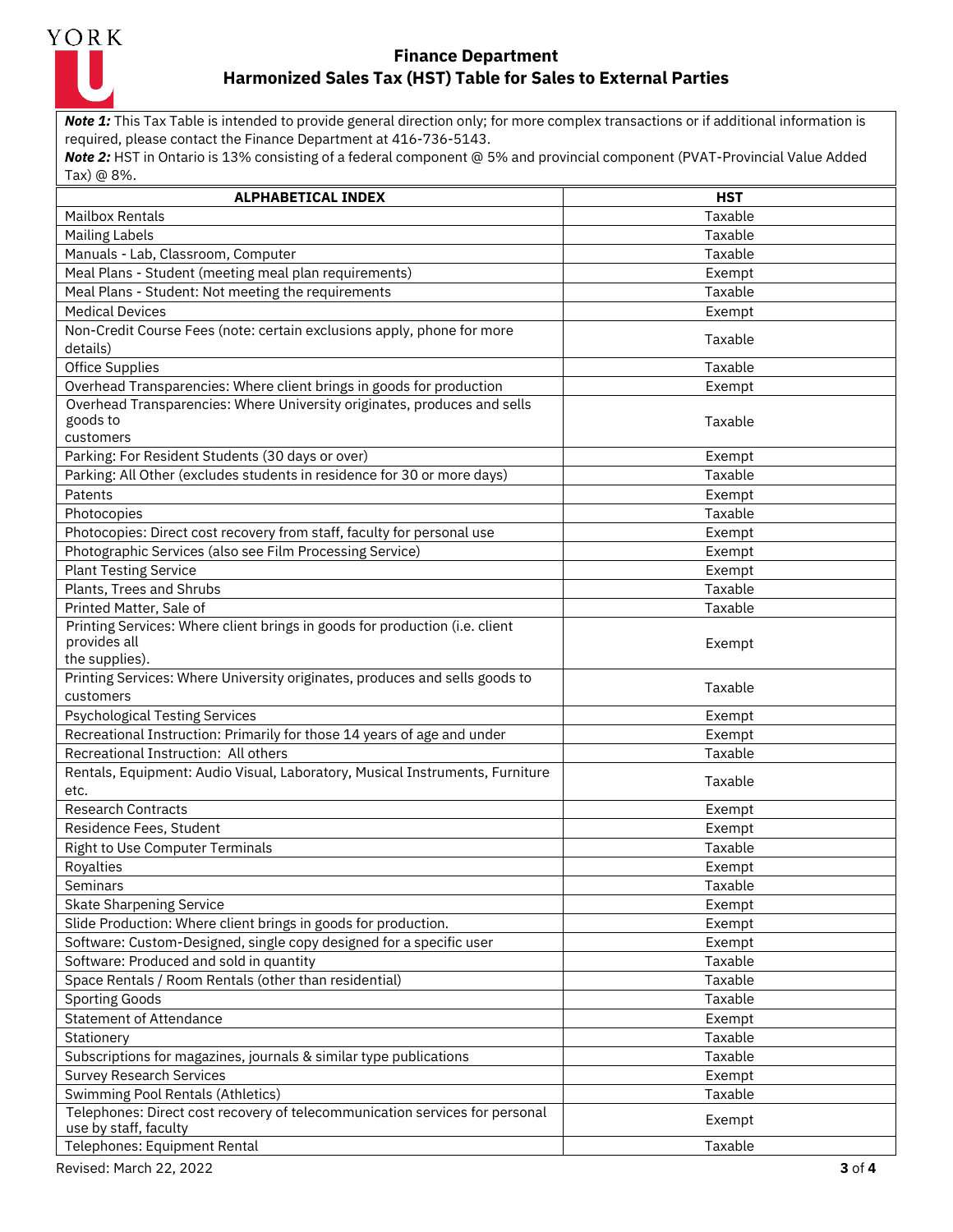## Finance Department
## Harmonized Sales Tax (HST) Table for Sales to External Parties

***Note 1:*** This Tax Table is intended to provide general direction only; for more complex transactions or if additional information is required, please contact the Finance Department at 416-736-5143.
***Note 2:*** HST in Ontario is 13% consisting of a federal component @ 5% and provincial component (PVAT-Provincial Value Added Tax) @ 8%.

| ALPHABETICAL INDEX | HST |
|---|---|
| Mailbox Rentals | Taxable |
| Mailing Labels | Taxable |
| Manuals - Lab, Classroom, Computer | Taxable |
| Meal Plans - Student (meeting meal plan requirements) | Exempt |
| Meal Plans - Student: Not meeting the requirements | Taxable |
| Medical Devices | Exempt |
| Non-Credit Course Fees (note: certain exclusions apply, phone for more details) | Taxable |
| Office Supplies | Taxable |
| Overhead Transparencies: Where client brings in goods for production | Exempt |
| Overhead Transparencies: Where University originates, produces and sells goods to customers | Taxable |
| Parking: For Resident Students (30 days or over) | Exempt |
| Parking: All Other (excludes students in residence for 30 or more days) | Taxable |
| Patents | Exempt |
| Photocopies | Taxable |
| Photocopies: Direct cost recovery from staff, faculty for personal use | Exempt |
| Photographic Services (also see Film Processing Service) | Exempt |
| Plant Testing Service | Exempt |
| Plants, Trees and Shrubs | Taxable |
| Printed Matter, Sale of | Taxable |
| Printing Services: Where client brings in goods for production (i.e. client provides all the supplies). | Exempt |
| Printing Services: Where University originates, produces and sells goods to customers | Taxable |
| Psychological Testing Services | Exempt |
| Recreational Instruction: Primarily for those 14 years of age and under | Exempt |
| Recreational Instruction: All others | Taxable |
| Rentals, Equipment: Audio Visual, Laboratory, Musical Instruments, Furniture etc. | Taxable |
| Research Contracts | Exempt |
| Residence Fees, Student | Exempt |
| Right to Use Computer Terminals | Taxable |
| Royalties | Exempt |
| Seminars | Taxable |
| Skate Sharpening Service | Exempt |
| Slide Production: Where client brings in goods for production. | Exempt |
| Software: Custom-Designed, single copy designed for a specific user | Exempt |
| Software: Produced and sold in quantity | Taxable |
| Space Rentals / Room Rentals (other than residential) | Taxable |
| Sporting Goods | Taxable |
| Statement of Attendance | Exempt |
| Stationery | Taxable |
| Subscriptions for magazines, journals & similar type publications | Taxable |
| Survey Research Services | Exempt |
| Swimming Pool Rentals (Athletics) | Taxable |
| Telephones: Direct cost recovery of telecommunication services for personal use by staff, faculty | Exempt |
| Telephones: Equipment Rental | Taxable |

Revised: March 22, 2022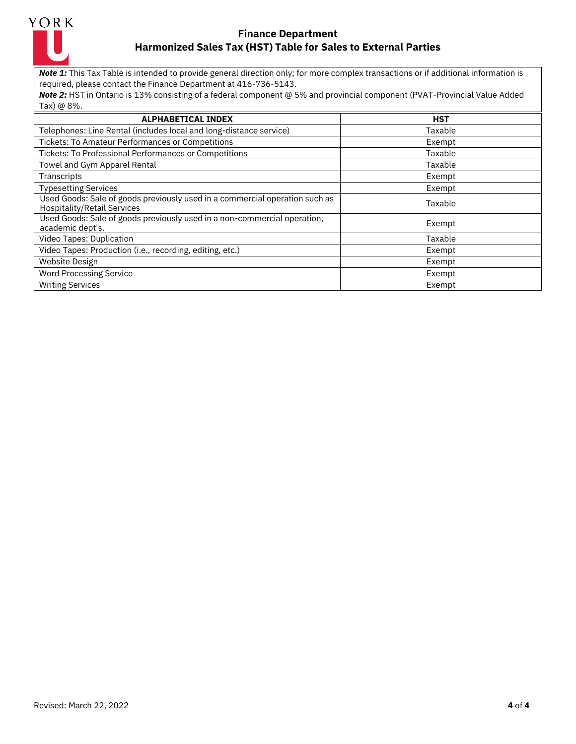# Finance Department
## Harmonized Sales Tax (HST) Table for Sales to External Parties

***Note 1:*** This Tax Table is intended to provide general direction only; for more complex transactions or if additional information is required, please contact the Finance Department at 416-736-5143.
***Note 2:*** HST in Ontario is 13% consisting of a federal component @ 5% and provincial component (PVAT-Provincial Value Added Tax) @ 8%.

| ALPHABETICAL INDEX | HST |
| --- | --- |
| Telephones: Line Rental (includes local and long-distance service) | Taxable |
| Tickets: To Amateur Performances or Competitions | Exempt |
| Tickets: To Professional Performances or Competitions | Taxable |
| Towel and Gym Apparel Rental | Taxable |
| Transcripts | Exempt |
| Typesetting Services | Exempt |
| Used Goods: Sale of goods previously used in a commercial operation such as Hospitality/Retail Services | Taxable |
| Used Goods: Sale of goods previously used in a non-commercial operation, academic dept's. | Exempt |
| Video Tapes: Duplication | Taxable |
| Video Tapes: Production (i.e., recording, editing, etc.) | Exempt |
| Website Design | Exempt |
| Word Processing Service | Exempt |
| Writing Services | Exempt |

Revised: March 22, 2022